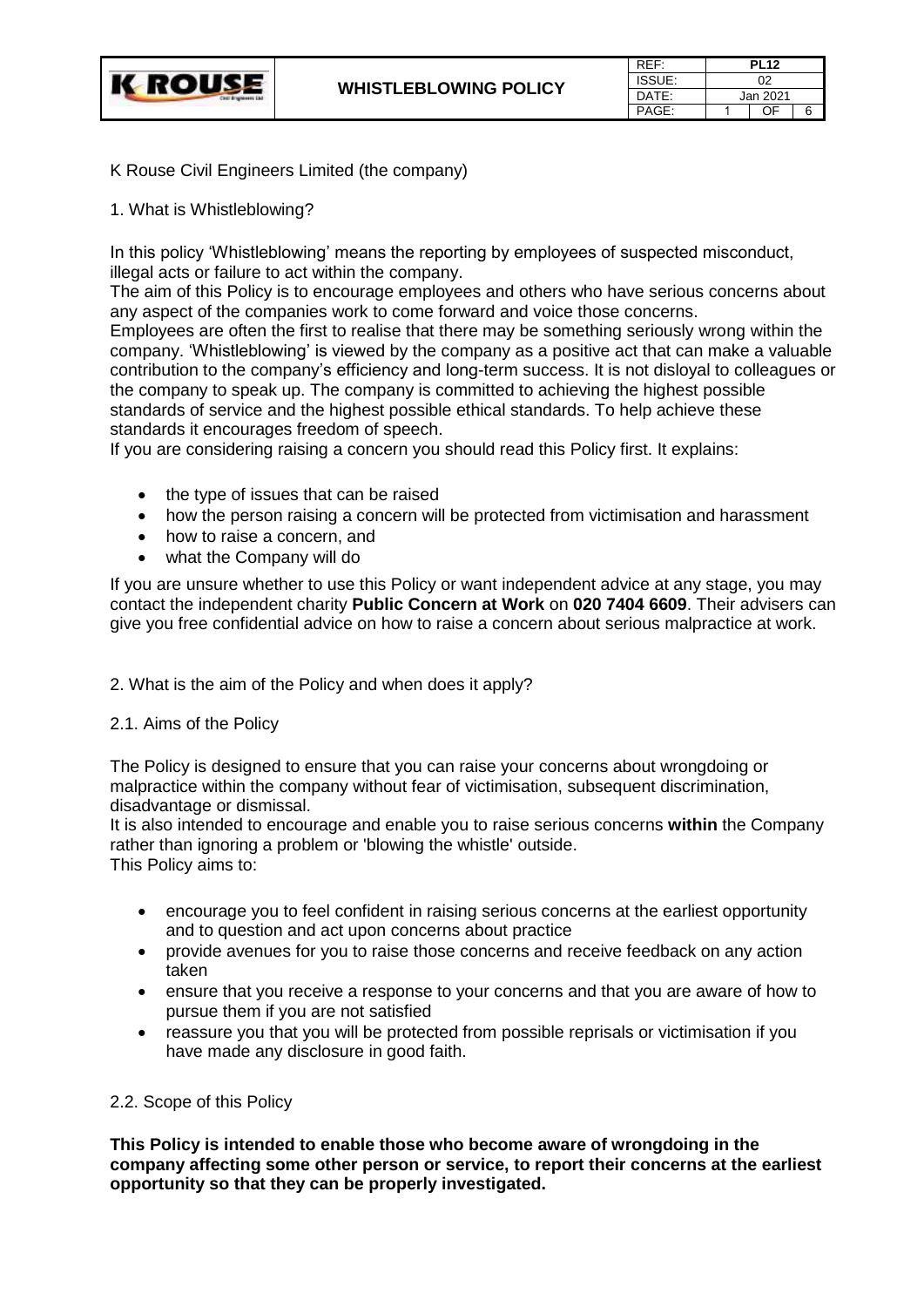K Rouse Civil Engineers Limited (the company)

## 1. What is Whistleblowing?

In this policy 'Whistleblowing' means the reporting by employees of suspected misconduct, illegal acts or failure to act within the company.

The aim of this Policy is to encourage employees and others who have serious concerns about any aspect of the companies work to come forward and voice those concerns.

Employees are often the first to realise that there may be something seriously wrong within the company. 'Whistleblowing' is viewed by the company as a positive act that can make a valuable contribution to the company's efficiency and long-term success. It is not disloyal to colleagues or the company to speak up. The company is committed to achieving the highest possible standards of service and the highest possible ethical standards. To help achieve these standards it encourages freedom of speech.

If you are considering raising a concern you should read this Policy first. It explains:

- the type of issues that can be raised
- how the person raising a concern will be protected from victimisation and harassment
- how to raise a concern, and
- what the Company will do

If you are unsure whether to use this Policy or want independent advice at any stage, you may contact the independent charity **Public Concern at Work** on **020 7404 6609**. Their advisers can give you free confidential advice on how to raise a concern about serious malpractice at work.

## 2. What is the aim of the Policy and when does it apply?

### 2.1. Aims of the Policy

The Policy is designed to ensure that you can raise your concerns about wrongdoing or malpractice within the company without fear of victimisation, subsequent discrimination, disadvantage or dismissal.

It is also intended to encourage and enable you to raise serious concerns **within** the Company rather than ignoring a problem or 'blowing the whistle' outside.

This Policy aims to:

- encourage you to feel confident in raising serious concerns at the earliest opportunity and to question and act upon concerns about practice
- provide avenues for you to raise those concerns and receive feedback on any action taken
- ensure that you receive a response to your concerns and that you are aware of how to pursue them if you are not satisfied
- reassure you that you will be protected from possible reprisals or victimisation if you have made any disclosure in good faith.

### 2.2. Scope of this Policy

**This Policy is intended to enable those who become aware of wrongdoing in the company affecting some other person or service, to report their concerns at the earliest opportunity so that they can be properly investigated.**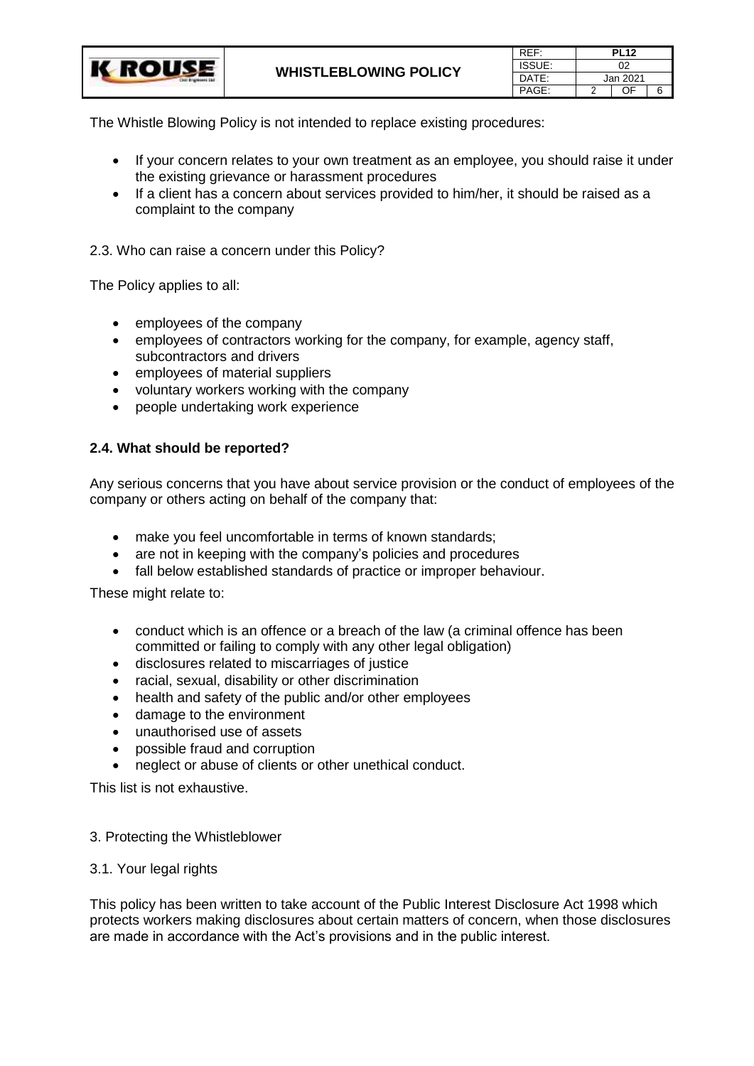The Whistle Blowing Policy is not intended to replace existing procedures:

- If your concern relates to your own treatment as an employee, you should raise it under the existing grievance or harassment procedures
- If a client has a concern about services provided to him/her, it should be raised as a complaint to the company

2.3. Who can raise a concern under this Policy?

The Policy applies to all:

- employees of the company
- employees of contractors working for the company, for example, agency staff, subcontractors and drivers
- employees of material suppliers
- voluntary workers working with the company
- people undertaking work experience

**2.4. What should be reported?**

Any serious concerns that you have about service provision or the conduct of employees of the company or others acting on behalf of the company that:

- make you feel uncomfortable in terms of known standards;
- are not in keeping with the company's policies and procedures
- fall below established standards of practice or improper behaviour.

These might relate to:

- conduct which is an offence or a breach of the law (a criminal offence has been committed or failing to comply with any other legal obligation)
- disclosures related to miscarriages of justice
- racial, sexual, disability or other discrimination
- health and safety of the public and/or other employees
- damage to the environment
- unauthorised use of assets
- possible fraud and corruption
- neglect or abuse of clients or other unethical conduct.

This list is not exhaustive.

3. Protecting the Whistleblower

3.1. Your legal rights

This policy has been written to take account of the Public Interest Disclosure Act 1998 which protects workers making disclosures about certain matters of concern, when those disclosures are made in accordance with the Act's provisions and in the public interest.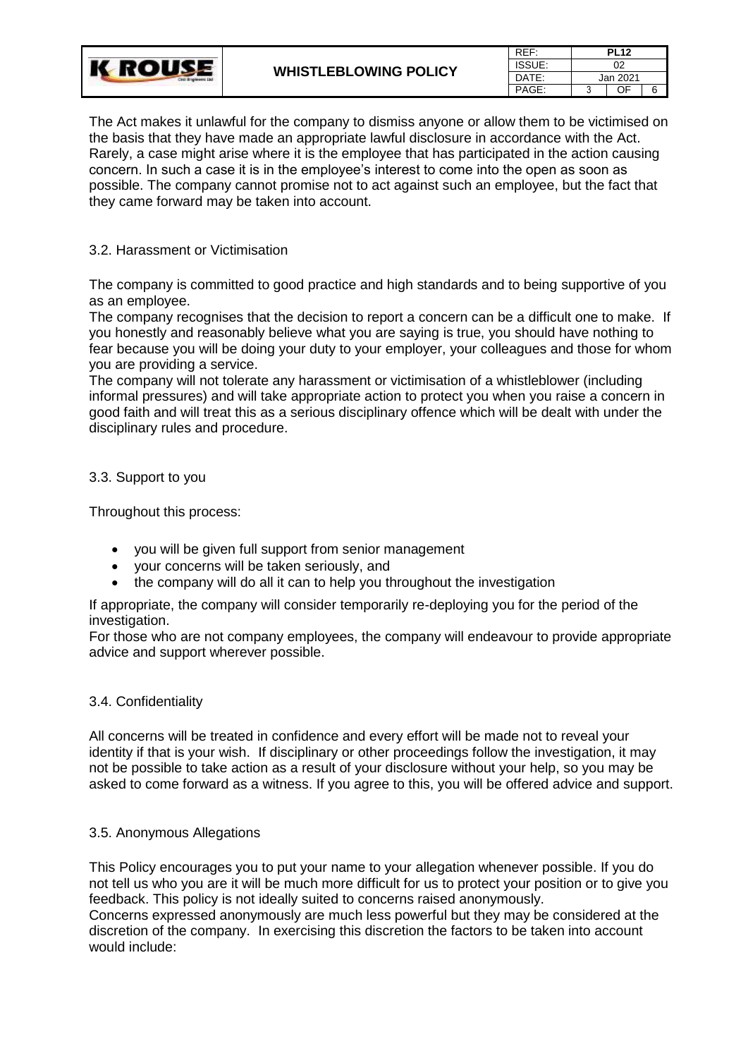The Act makes it unlawful for the company to dismiss anyone or allow them to be victimised on the basis that they have made an appropriate lawful disclosure in accordance with the Act. Rarely, a case might arise where it is the employee that has participated in the action causing concern. In such a case it is in the employee's interest to come into the open as soon as possible. The company cannot promise not to act against such an employee, but the fact that they came forward may be taken into account.

### 3.2. Harassment or Victimisation

The company is committed to good practice and high standards and to being supportive of you as an employee.

The company recognises that the decision to report a concern can be a difficult one to make. If you honestly and reasonably believe what you are saying is true, you should have nothing to fear because you will be doing your duty to your employer, your colleagues and those for whom you are providing a service.

The company will not tolerate any harassment or victimisation of a whistleblower (including informal pressures) and will take appropriate action to protect you when you raise a concern in good faith and will treat this as a serious disciplinary offence which will be dealt with under the disciplinary rules and procedure.

### 3.3. Support to you

Throughout this process:

- you will be given full support from senior management
- your concerns will be taken seriously, and
- the company will do all it can to help you throughout the investigation

If appropriate, the company will consider temporarily re-deploying you for the period of the investigation.

For those who are not company employees, the company will endeavour to provide appropriate advice and support wherever possible.

### 3.4. Confidentiality

All concerns will be treated in confidence and every effort will be made not to reveal your identity if that is your wish. If disciplinary or other proceedings follow the investigation, it may not be possible to take action as a result of your disclosure without your help, so you may be asked to come forward as a witness. If you agree to this, you will be offered advice and support.

### 3.5. Anonymous Allegations

This Policy encourages you to put your name to your allegation whenever possible. If you do not tell us who you are it will be much more difficult for us to protect your position or to give you feedback. This policy is not ideally suited to concerns raised anonymously.

Concerns expressed anonymously are much less powerful but they may be considered at the discretion of the company. In exercising this discretion the factors to be taken into account would include: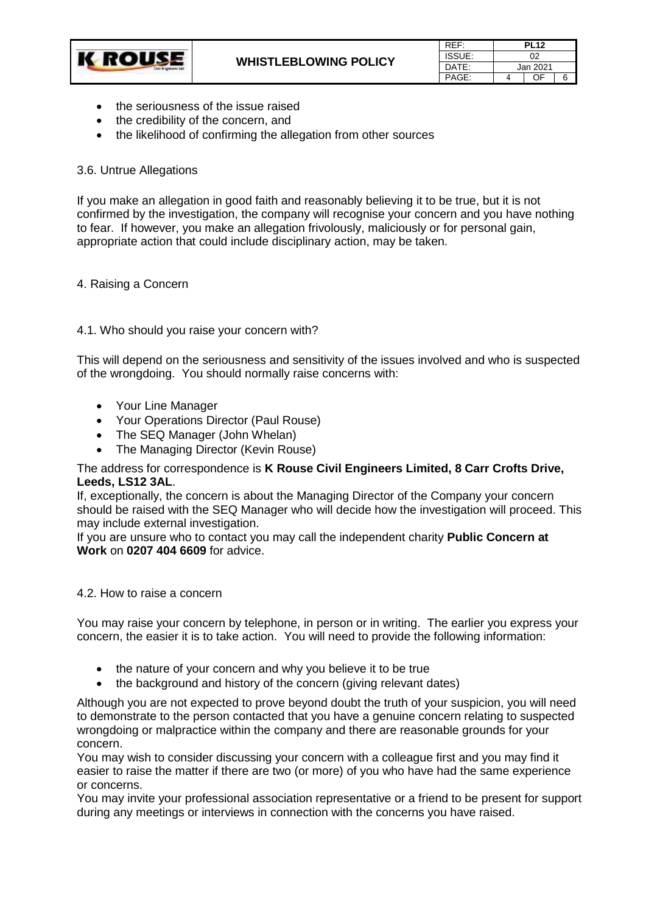- the seriousness of the issue raised
- the credibility of the concern, and
- the likelihood of confirming the allegation from other sources

### 3.6. Untrue Allegations

If you make an allegation in good faith and reasonably believing it to be true, but it is not confirmed by the investigation, the company will recognise your concern and you have nothing to fear. If however, you make an allegation frivolously, maliciously or for personal gain, appropriate action that could include disciplinary action, may be taken.

## 4. Raising a Concern

### 4.1. Who should you raise your concern with?

This will depend on the seriousness and sensitivity of the issues involved and who is suspected of the wrongdoing. You should normally raise concerns with:

- Your Line Manager
- Your Operations Director (Paul Rouse)
- The SEQ Manager (John Whelan)
- The Managing Director (Kevin Rouse)

The address for correspondence is **K Rouse Civil Engineers Limited, 8 Carr Crofts Drive, Leeds, LS12 3AL**.

If, exceptionally, the concern is about the Managing Director of the Company your concern should be raised with the SEQ Manager who will decide how the investigation will proceed. This may include external investigation.

If you are unsure who to contact you may call the independent charity **Public Concern at Work** on **0207 404 6609** for advice.

### 4.2. How to raise a concern

You may raise your concern by telephone, in person or in writing. The earlier you express your concern, the easier it is to take action. You will need to provide the following information:

- the nature of your concern and why you believe it to be true
- the background and history of the concern (giving relevant dates)

Although you are not expected to prove beyond doubt the truth of your suspicion, you will need to demonstrate to the person contacted that you have a genuine concern relating to suspected wrongdoing or malpractice within the company and there are reasonable grounds for your concern.

You may wish to consider discussing your concern with a colleague first and you may find it easier to raise the matter if there are two (or more) of you who have had the same experience or concerns.

You may invite your professional association representative or a friend to be present for support during any meetings or interviews in connection with the concerns you have raised.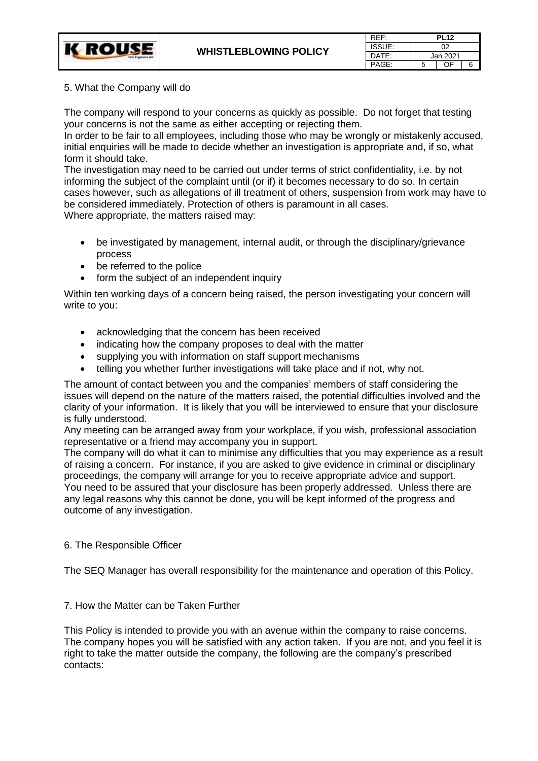## 5. What the Company will do

The company will respond to your concerns as quickly as possible. Do not forget that testing your concerns is not the same as either accepting or rejecting them.

In order to be fair to all employees, including those who may be wrongly or mistakenly accused, initial enquiries will be made to decide whether an investigation is appropriate and, if so, what form it should take.

The investigation may need to be carried out under terms of strict confidentiality, i.e. by not informing the subject of the complaint until (or if) it becomes necessary to do so. In certain cases however, such as allegations of ill treatment of others, suspension from work may have to be considered immediately. Protection of others is paramount in all cases.

Where appropriate, the matters raised may:

- be investigated by management, internal audit, or through the disciplinary/grievance process
- be referred to the police
- form the subject of an independent inquiry

Within ten working days of a concern being raised, the person investigating your concern will write to you:

- acknowledging that the concern has been received
- indicating how the company proposes to deal with the matter
- supplying you with information on staff support mechanisms
- telling you whether further investigations will take place and if not, why not.

The amount of contact between you and the companies' members of staff considering the issues will depend on the nature of the matters raised, the potential difficulties involved and the clarity of your information. It is likely that you will be interviewed to ensure that your disclosure is fully understood.

Any meeting can be arranged away from your workplace, if you wish, professional association representative or a friend may accompany you in support.

The company will do what it can to minimise any difficulties that you may experience as a result of raising a concern. For instance, if you are asked to give evidence in criminal or disciplinary proceedings, the company will arrange for you to receive appropriate advice and support.

You need to be assured that your disclosure has been properly addressed. Unless there are any legal reasons why this cannot be done, you will be kept informed of the progress and outcome of any investigation.

## 6. The Responsible Officer

The SEQ Manager has overall responsibility for the maintenance and operation of this Policy.

## 7. How the Matter can be Taken Further

This Policy is intended to provide you with an avenue within the company to raise concerns. The company hopes you will be satisfied with any action taken. If you are not, and you feel it is right to take the matter outside the company, the following are the company's prescribed contacts: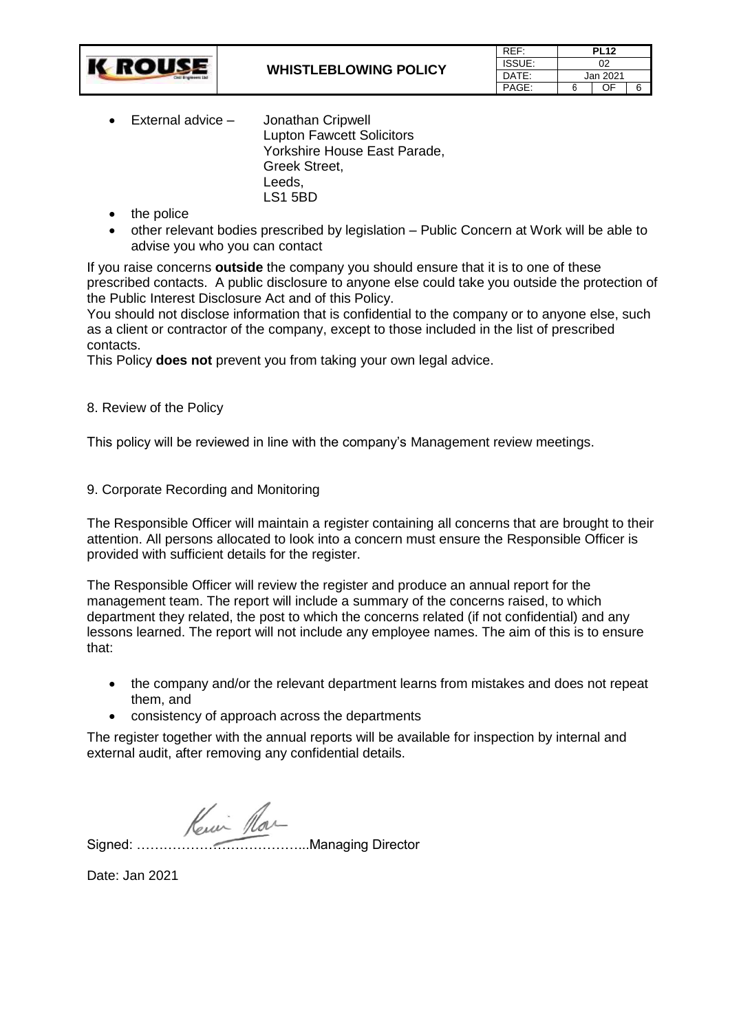- External advice – Jonathan Cripwell
  Lupton Fawcett Solicitors
  Yorkshire House East Parade,
  Greek Street,
  Leeds,
  LS1 5BD
- the police
- other relevant bodies prescribed by legislation – Public Concern at Work will be able to advise you who you can contact

If you raise concerns **outside** the company you should ensure that it is to one of these prescribed contacts. A public disclosure to anyone else could take you outside the protection of the Public Interest Disclosure Act and of this Policy.

You should not disclose information that is confidential to the company or to anyone else, such as a client or contractor of the company, except to those included in the list of prescribed contacts.

This Policy **does not** prevent you from taking your own legal advice.

8. Review of the Policy

This policy will be reviewed in line with the company's Management review meetings.

9. Corporate Recording and Monitoring

The Responsible Officer will maintain a register containing all concerns that are brought to their attention. All persons allocated to look into a concern must ensure the Responsible Officer is provided with sufficient details for the register.

The Responsible Officer will review the register and produce an annual report for the management team. The report will include a summary of the concerns raised, to which department they related, the post to which the concerns related (if not confidential) and any lessons learned. The report will not include any employee names. The aim of this is to ensure that:

- the company and/or the relevant department learns from mistakes and does not repeat them, and
- consistency of approach across the departments

The register together with the annual reports will be available for inspection by internal and external audit, after removing any confidential details.

Signed: …………………………………...Managing Director

Date: Jan 2021